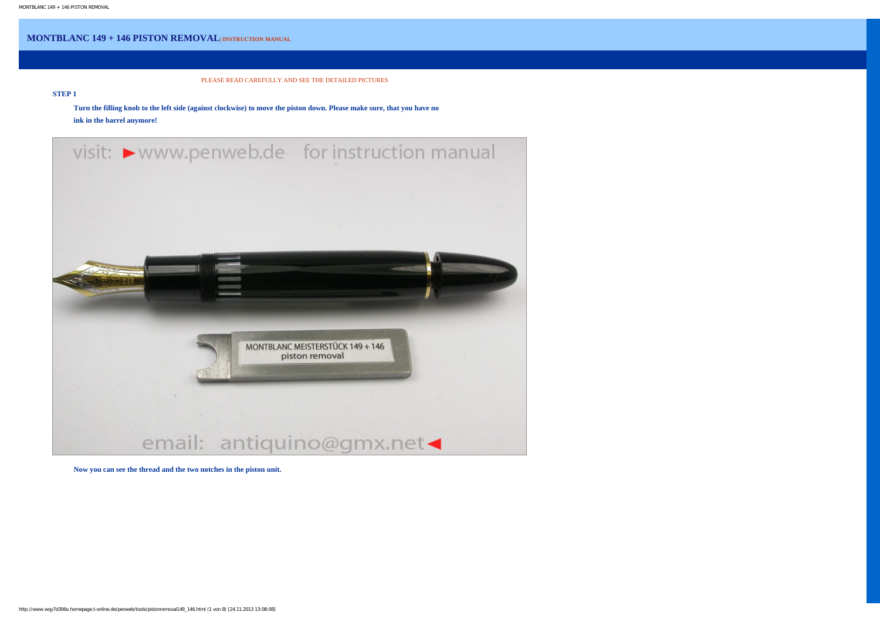# MONTBLANC 149 + 146 PISTON REMOVAL | INSTRUCTION MANUAL

PLEASE READ CAREFULLY AND SEE THE DETAILED PICTURES

**STEP 1**

**Turn the filling knob to the left side (against clockwise) to move the piston down. Please make sure, that you have no ink in the barrel anymore!**

**Now you can see the thread and the two notches in the piston unit.**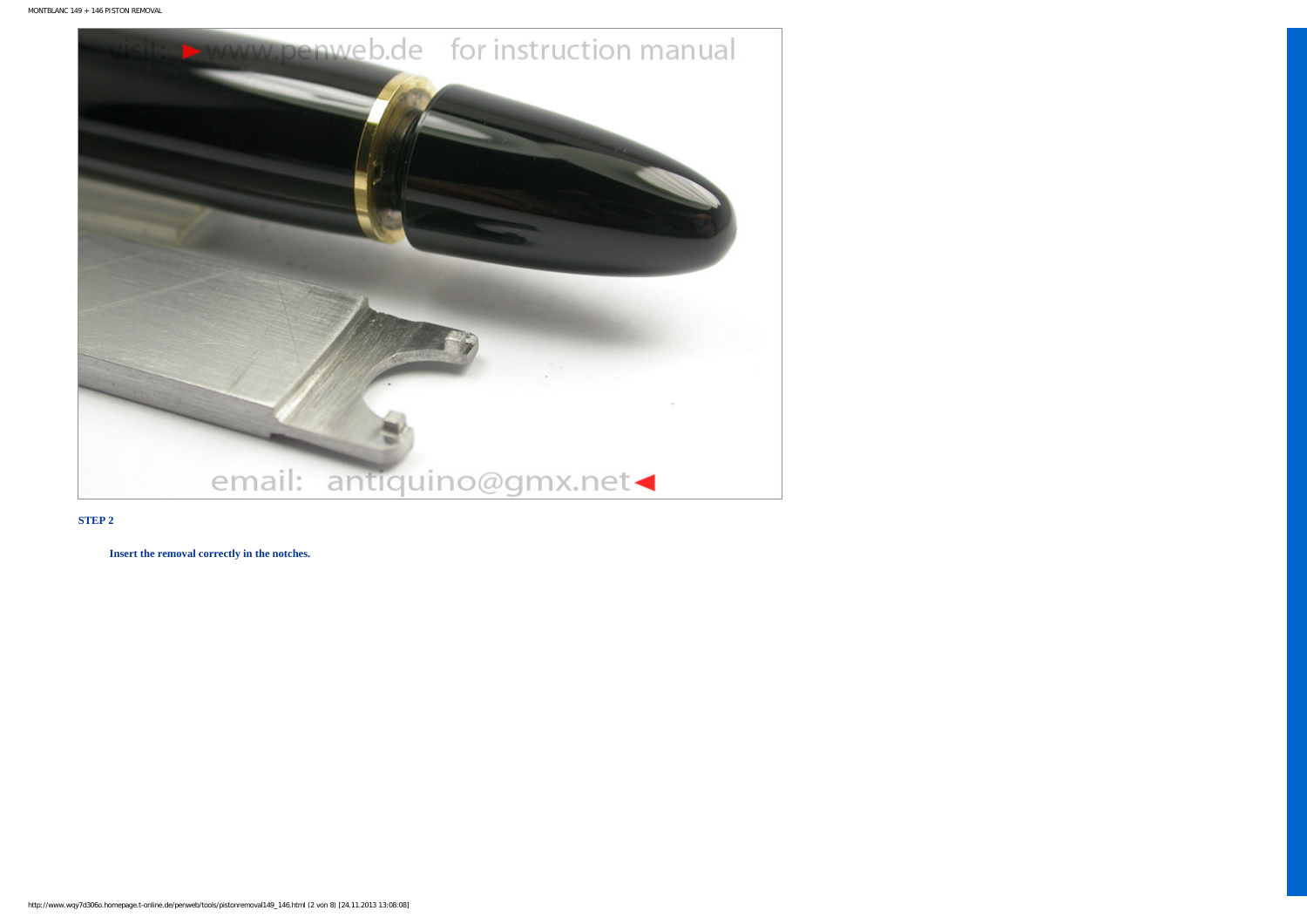**STEP 2**

**Insert the removal correctly in the notches.**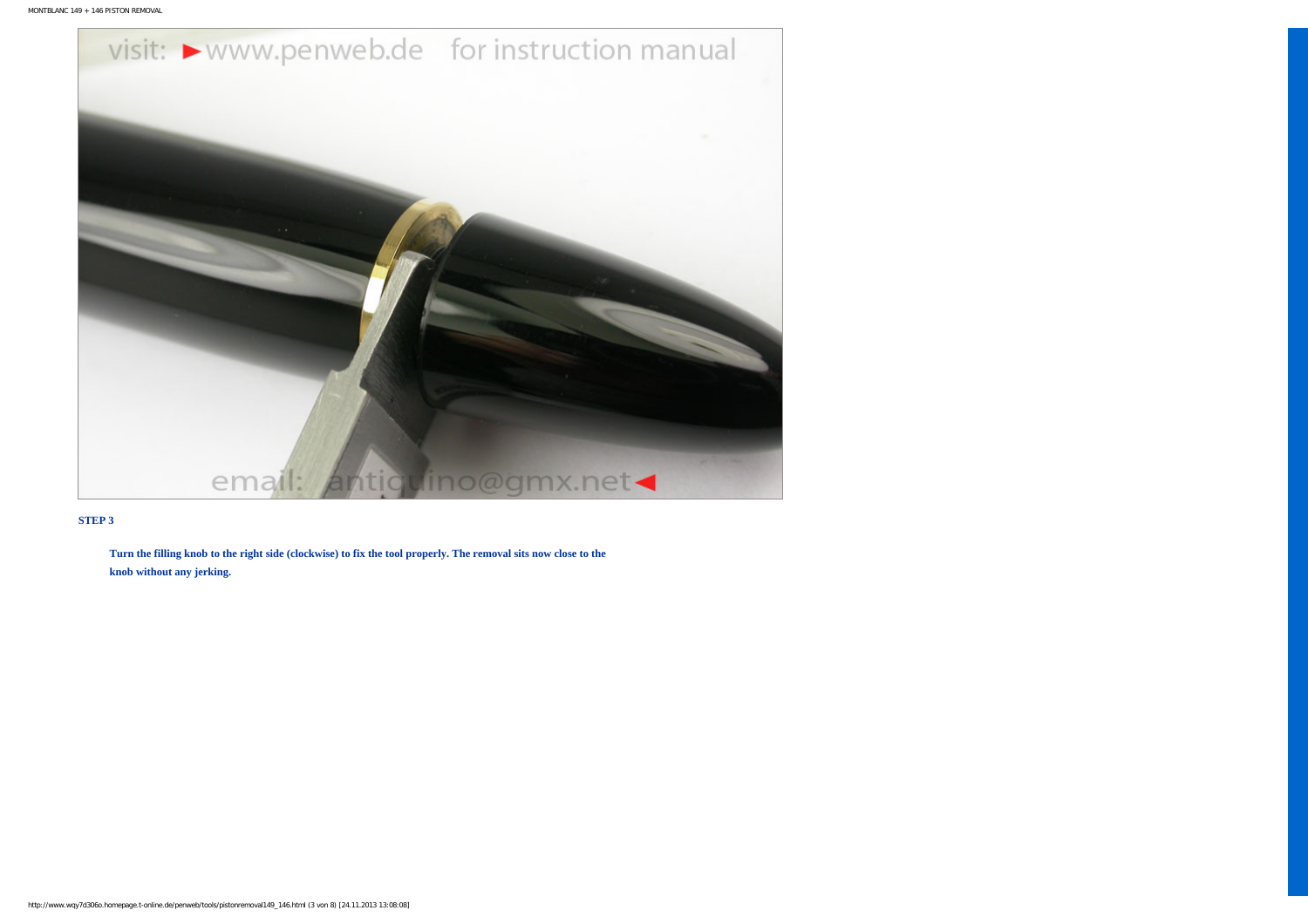**STEP 3**

**Turn the filling knob to the right side (clockwise) to fix the tool properly. The removal sits now close to the knob without any jerking.**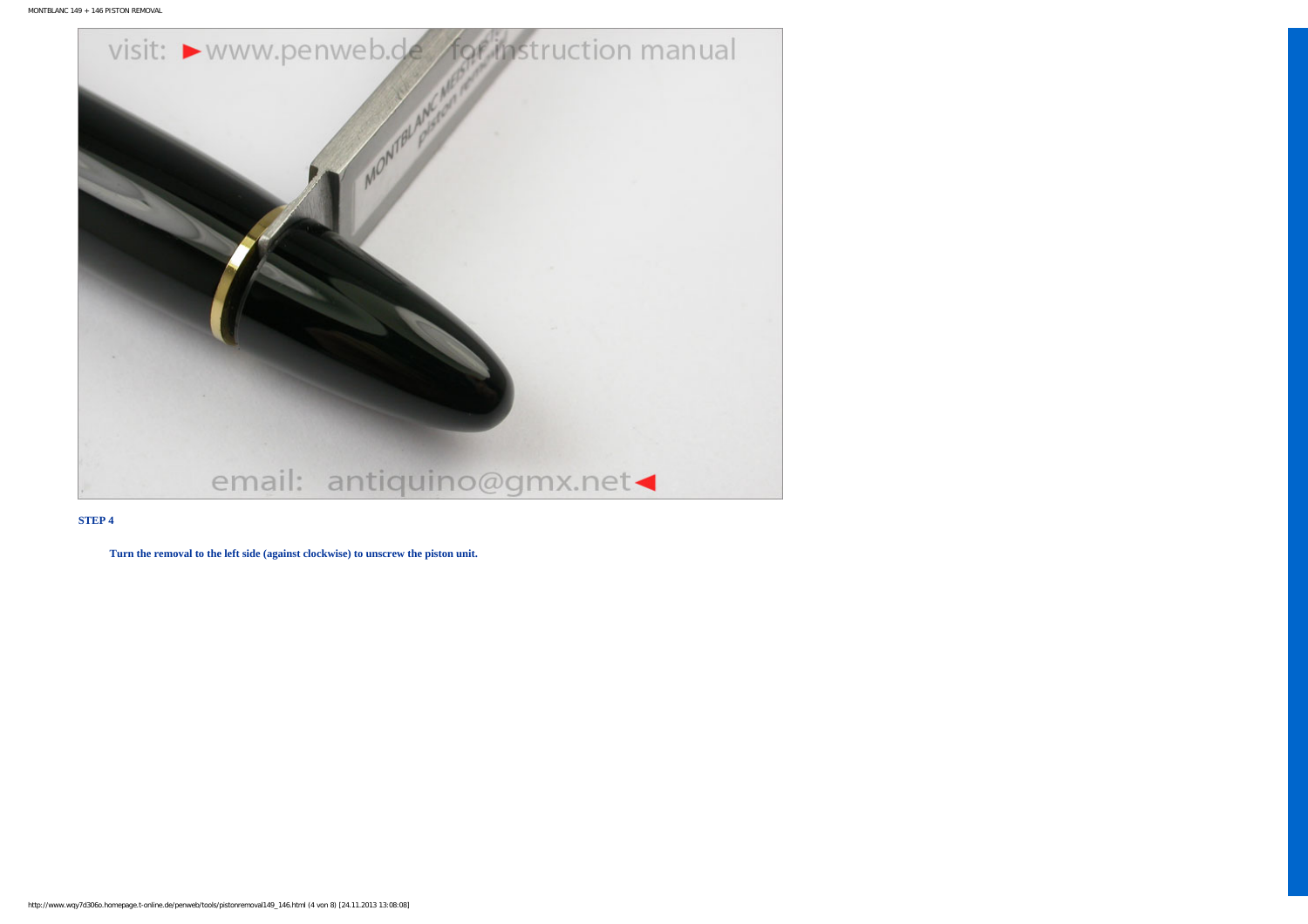**STEP 4**

**Turn the removal to the left side (against clockwise) to unscrew the piston unit.**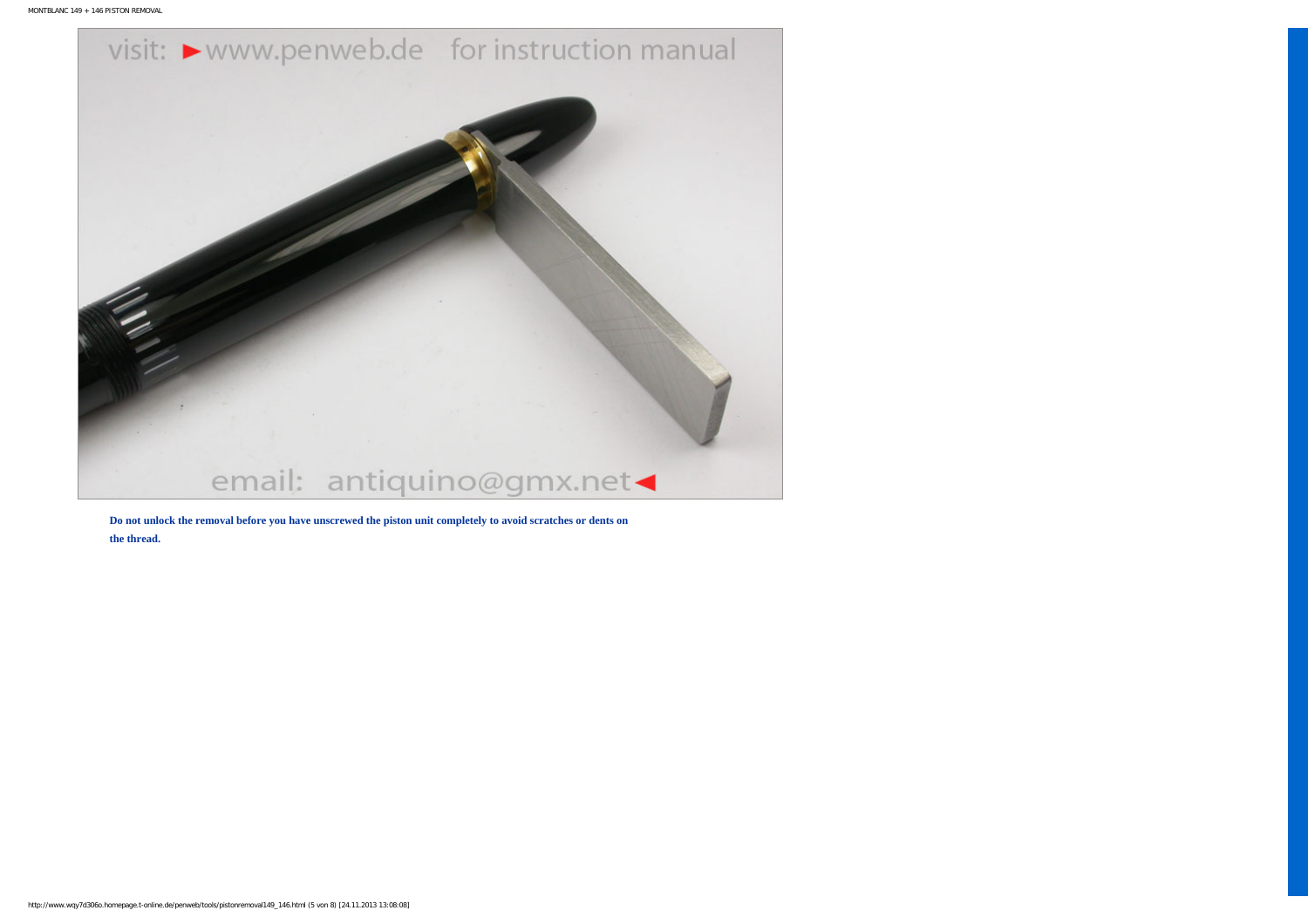**Do not unlock the removal before you have unscrewed the piston unit completely to avoid scratches or dents on the thread.**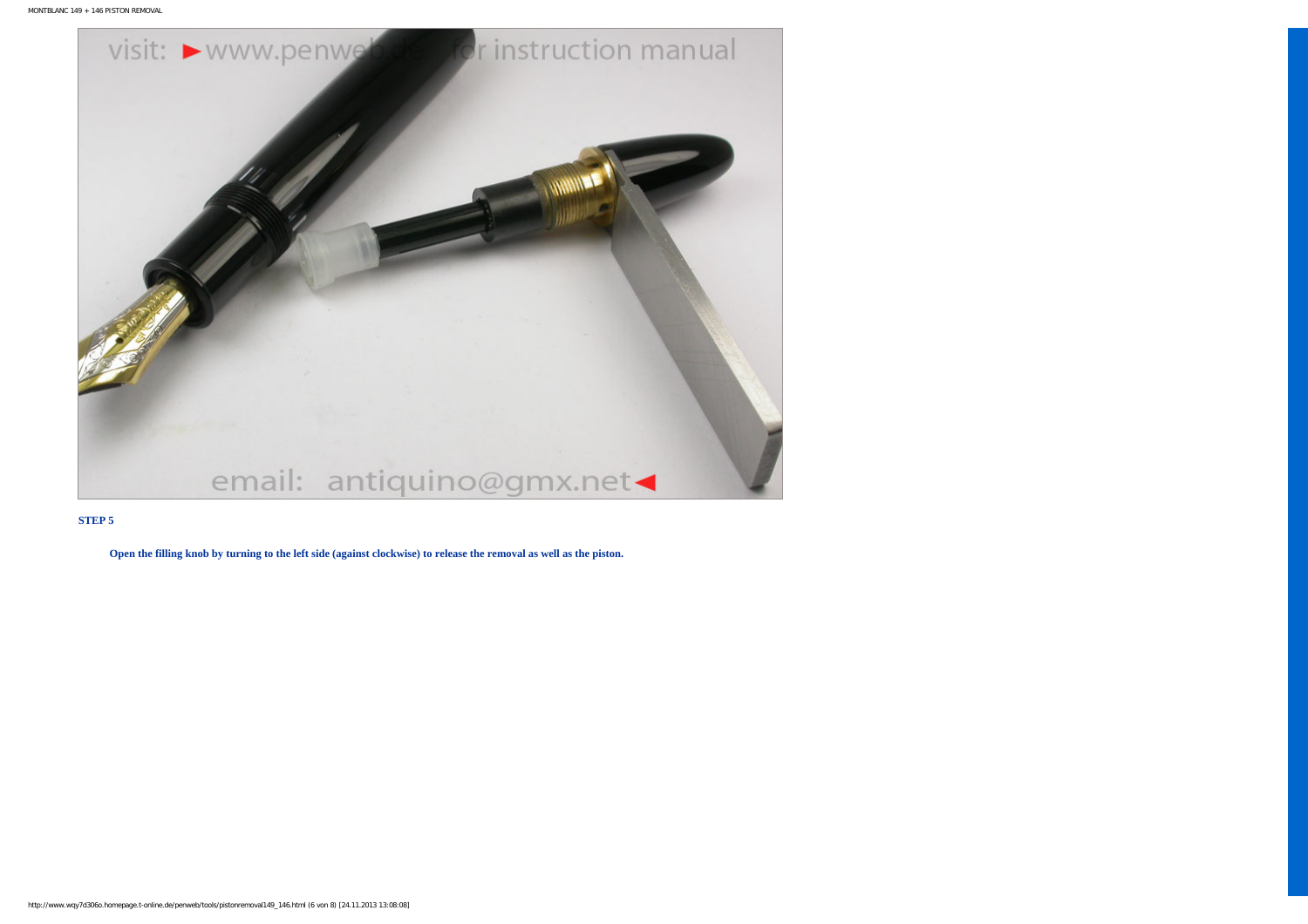**STEP 5**

**Open the filling knob by turning to the left side (against clockwise) to release the removal as well as the piston.**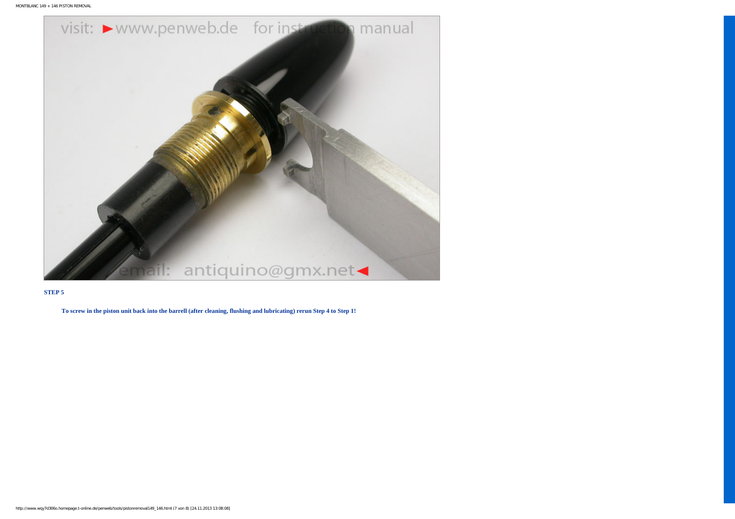**STEP 5**

**To screw in the piston unit back into the barrell (after cleaning, flushing and lubricating) rerun Step 4 to Step 1!**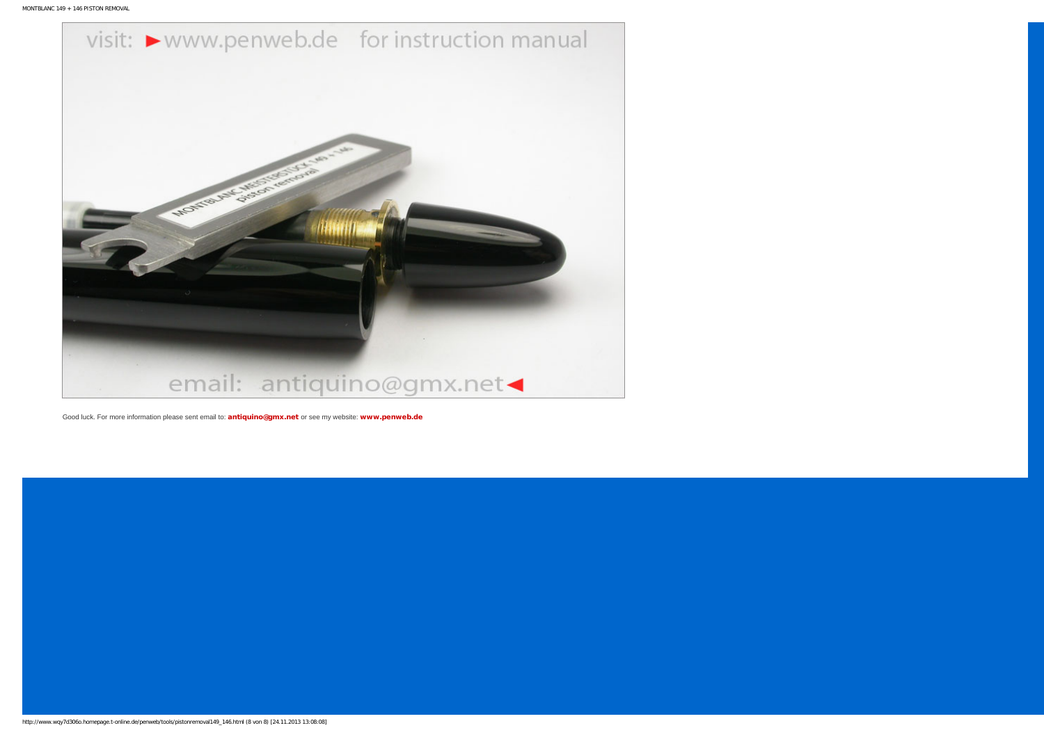Good luck. For more information please sent email to: **antiquino@gmx.net** or see my website: **www.penweb.de**